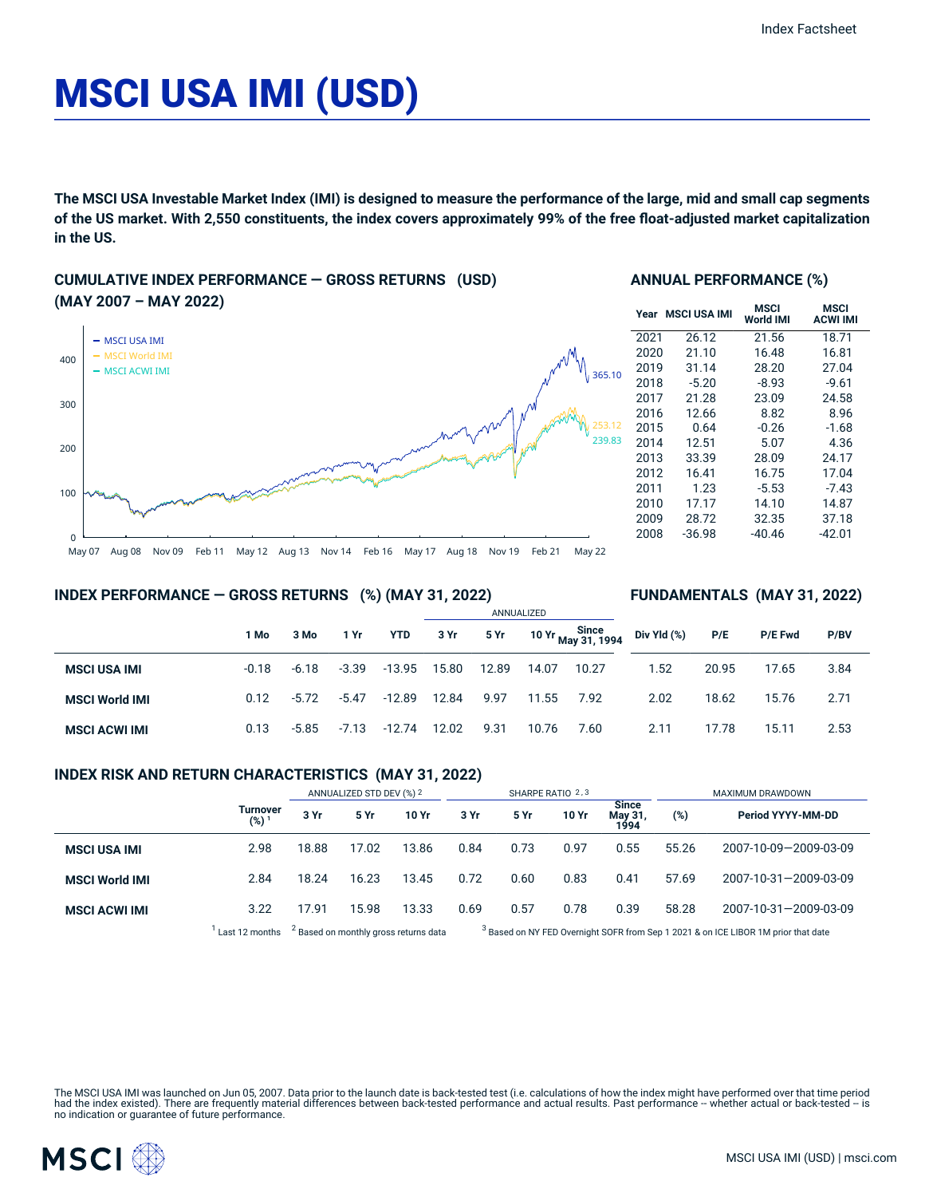Index Factsheet

# MSCI USA IMI (USD)

**The MSCI USA Investable Market Index (IMI) is designed to measure the performance of the large, mid and small cap segments of the US market. With 2,550 constituents, the index covers approximately 99% of the free float-adjusted market capitalization in the US.**

## CUMULATIVE INDEX PERFORMANCE — GROSS RETURNS (USD) (MAY 2007 – MAY 2022)

- MSCI USA IMI: 365.10
- MSCI World IMI: 253.12
- MSCI ACWI IMI: 239.83

## ANNUAL PERFORMANCE (%)

| Year | MSCI USA IMI | MSCI World IMI | MSCI ACWI IMI |
|---|---|---|---|
| 2021 | 26.12 | 21.56 | 18.71 |
| 2020 | 21.10 | 16.48 | 16.81 |
| 2019 | 31.14 | 28.20 | 27.04 |
| 2018 | -5.20 | -8.93 | -9.61 |
| 2017 | 21.28 | 23.09 | 24.58 |
| 2016 | 12.66 | 8.82 | 8.96 |
| 2015 | 0.64 | -0.26 | -1.68 |
| 2014 | 12.51 | 5.07 | 4.36 |
| 2013 | 33.39 | 28.09 | 24.17 |
| 2012 | 16.41 | 16.75 | 17.04 |
| 2011 | 1.23 | -5.53 | -7.43 |
| 2010 | 17.17 | 14.10 | 14.87 |
| 2009 | 28.72 | 32.35 | 37.18 |
| 2008 | -36.98 | -40.46 | -42.01 |

## INDEX PERFORMANCE — GROSS RETURNS (%) (MAY 31, 2022)

| | 1 Mo | 3 Mo | 1 Yr | YTD | ANNUALIZED 3 Yr | 5 Yr | 10 Yr | Since May 31, 1994 |
|---|---|---|---|---|---|---|---|---|
| **MSCI USA IMI** | -0.18 | -6.18 | -3.39 | -13.95 | 15.80 | 12.89 | 14.07 | 10.27 |
| **MSCI World IMI** | 0.12 | -5.72 | -5.47 | -12.89 | 12.84 | 9.97 | 11.55 | 7.92 |
| **MSCI ACWI IMI** | 0.13 | -5.85 | -7.13 | -12.74 | 12.02 | 9.31 | 10.76 | 7.60 |

## FUNDAMENTALS (MAY 31, 2022)

| | Div Yld (%) | P/E | P/E Fwd | P/BV |
|---|---|---|---|---|
| **MSCI USA IMI** | 1.52 | 20.95 | 17.65 | 3.84 |
| **MSCI World IMI** | 2.02 | 18.62 | 15.76 | 2.71 |
| **MSCI ACWI IMI** | 2.11 | 17.78 | 15.11 | 2.53 |

## INDEX RISK AND RETURN CHARACTERISTICS (MAY 31, 2022)

| | Turnover (%) [1] | ANNUALIZED STD DEV (%) [2] 3 Yr | 5 Yr | 10 Yr | SHARPE RATIO [2,3] 3 Yr | 5 Yr | 10 Yr | Since May 31, 1994 | MAXIMUM DRAWDOWN (%) | Period YYYY-MM-DD |
|---|---|---|---|---|---|---|---|---|---|---|
| **MSCI USA IMI** | 2.98 | 18.88 | 17.02 | 13.86 | 0.84 | 0.73 | 0.97 | 0.55 | 55.26 | 2007-10-09—2009-03-09 |
| **MSCI World IMI** | 2.84 | 18.24 | 16.23 | 13.45 | 0.72 | 0.60 | 0.83 | 0.41 | 57.69 | 2007-10-31—2009-03-09 |
| **MSCI ACWI IMI** | 3.22 | 17.91 | 15.98 | 13.33 | 0.69 | 0.57 | 0.78 | 0.39 | 58.28 | 2007-10-31—2009-03-09 |

[1] Last 12 months [2] Based on monthly gross returns data [3] Based on NY FED Overnight SOFR from Sep 1 2021 & on ICE LIBOR 1M prior that date

The MSCI USA IMI was launched on Jun 05, 2007. Data prior to the launch date is back-tested test (i.e. calculations of how the index might have performed over that time period had the index existed). There are frequently material differences between back-tested performance and actual results. Past performance -- whether actual or back-tested -- is no indication or guarantee of future performance.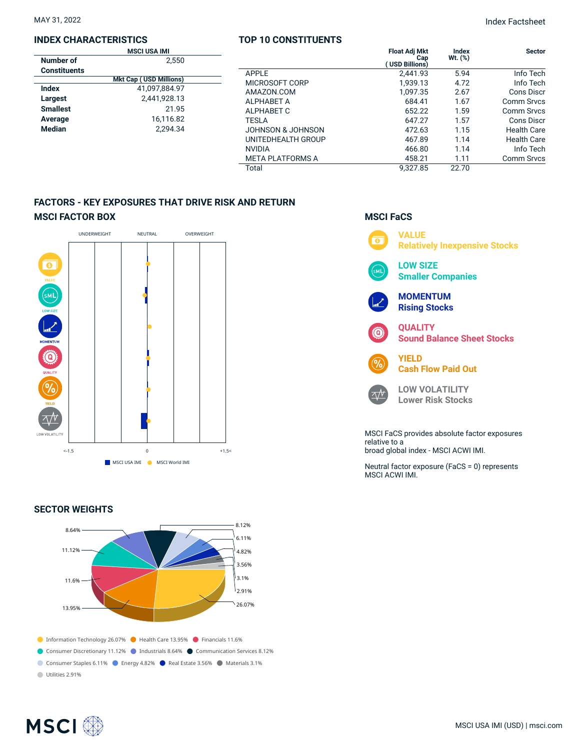MAY 31, 2022

## INDEX CHARACTERISTICS

| | MSCI USA IMI |
|---|---|
| Number of Constituents | 2,550 |
| | Mkt Cap ( USD Millions) |
| Index | 41,097,884.97 |
| Largest | 2,441,928.13 |
| Smallest | 21.95 |
| Average | 16,116.82 |
| Median | 2,294.34 |

## TOP 10 CONSTITUENTS

| | Float Adj Mkt Cap ( USD Billions) | Index Wt. (%) | Sector |
|---|---|---|---|
| APPLE | 2,441.93 | 5.94 | Info Tech |
| MICROSOFT CORP | 1,939.13 | 4.72 | Info Tech |
| AMAZON.COM | 1,097.35 | 2.67 | Cons Discr |
| ALPHABET A | 684.41 | 1.67 | Comm Srvcs |
| ALPHABET C | 652.22 | 1.59 | Comm Srvcs |
| TESLA | 647.27 | 1.57 | Cons Discr |
| JOHNSON & JOHNSON | 472.63 | 1.15 | Health Care |
| UNITEDHEALTH GROUP | 467.89 | 1.14 | Health Care |
| NVIDIA | 466.80 | 1.14 | Info Tech |
| META PLATFORMS A | 458.21 | 1.11 | Comm Srvcs |
| Total | 9,327.85 | 22.70 | |

## FACTORS - KEY EXPOSURES THAT DRIVE RISK AND RETURN

### MSCI FACTOR BOX

UNDERWEIGHT NEUTRAL OVERWEIGHT

VALUE, LOW SIZE, MOMENTUM, QUALITY, YIELD, LOW VOLATILITY

<-1.5 0 +1.5<

MSCI USA IMI MSCI World IMI

### MSCI FaCS

**VALUE**
Relatively Inexpensive Stocks

**LOW SIZE**
Smaller Companies

**MOMENTUM**
Rising Stocks

**QUALITY**
Sound Balance Sheet Stocks

**YIELD**
Cash Flow Paid Out

**LOW VOLATILITY**
Lower Risk Stocks

MSCI FaCS provides absolute factor exposures relative to a broad global index - MSCI ACWI IMI.

Neutral factor exposure (FaCS = 0) represents MSCI ACWI IMI.

## SECTOR WEIGHTS

- Information Technology 26.07%
- Health Care 13.95%
- Financials 11.6%
- Consumer Discretionary 11.12%
- Industrials 8.64%
- Communication Services 8.12%
- Consumer Staples 6.11%
- Energy 4.82%
- Real Estate 3.56%
- Materials 3.1%
- Utilities 2.91%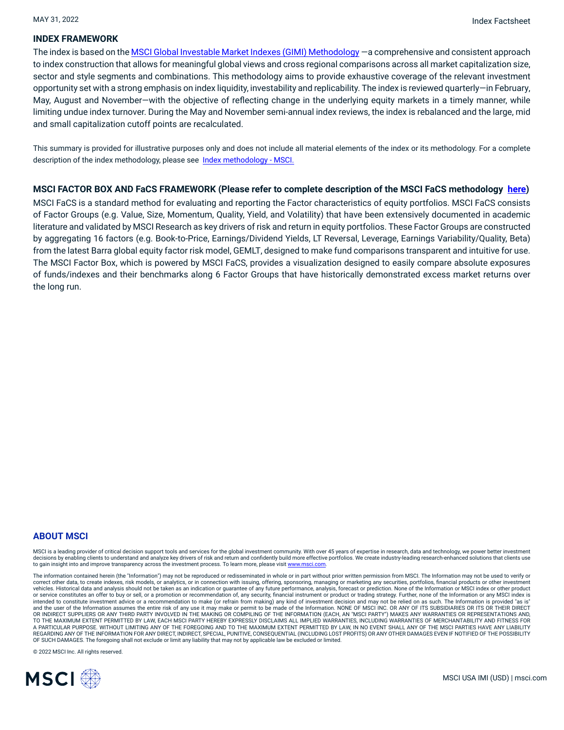## INDEX FRAMEWORK

The index is based on the [MSCI Global Investable Market Indexes (GIMI) Methodology](#) —a comprehensive and consistent approach to index construction that allows for meaningful global views and cross regional comparisons across all market capitalization size, sector and style segments and combinations. This methodology aims to provide exhaustive coverage of the relevant investment opportunity set with a strong emphasis on index liquidity, investability and replicability. The index is reviewed quarterly—in February, May, August and November—with the objective of reflecting change in the underlying equity markets in a timely manner, while limiting undue index turnover. During the May and November semi-annual index reviews, the index is rebalanced and the large, mid and small capitalization cutoff points are recalculated.

This summary is provided for illustrative purposes only and does not include all material elements of the index or its methodology. For a complete description of the index methodology, please see [Index methodology - MSCI.](#)

## MSCI FACTOR BOX AND FaCS FRAMEWORK (Please refer to complete description of the MSCI FaCS methodology [here](#))

MSCI FaCS is a standard method for evaluating and reporting the Factor characteristics of equity portfolios. MSCI FaCS consists of Factor Groups (e.g. Value, Size, Momentum, Quality, Yield, and Volatility) that have been extensively documented in academic literature and validated by MSCI Research as key drivers of risk and return in equity portfolios. These Factor Groups are constructed by aggregating 16 factors (e.g. Book-to-Price, Earnings/Dividend Yields, LT Reversal, Leverage, Earnings Variability/Quality, Beta) from the latest Barra global equity factor risk model, GEMLT, designed to make fund comparisons transparent and intuitive for use. The MSCI Factor Box, which is powered by MSCI FaCS, provides a visualization designed to easily compare absolute exposures of funds/indexes and their benchmarks along 6 Factor Groups that have historically demonstrated excess market returns over the long run.

## ABOUT MSCI

MSCI is a leading provider of critical decision support tools and services for the global investment community. With over 45 years of expertise in research, data and technology, we power better investment decisions by enabling clients to understand and analyze key drivers of risk and return and confidently build more effective portfolios. We create industry-leading research-enhanced solutions that clients use to gain insight into and improve transparency across the investment process. To learn more, please visit [www.msci.com](http://www.msci.com).

The information contained herein (the "Information") may not be reproduced or redisseminated in whole or in part without prior written permission from MSCI. The Information may not be used to verify or correct other data, to create indexes, risk models, or analytics, or in connection with issuing, offering, sponsoring, managing or marketing any securities, portfolios, financial products or other investment vehicles. Historical data and analysis should not be taken as an indication or guarantee of any future performance, analysis, forecast or prediction. None of the Information or MSCI index or other product or service constitutes an offer to buy or sell, or a promotion or recommendation of, any security, financial instrument or product or trading strategy. Further, none of the Information or any MSCI index is intended to constitute investment advice or a recommendation to make (or refrain from making) any kind of investment decision and may not be relied on as such. The Information is provided "as is" and the user of the Information assumes the entire risk of any use it may make or permit to be made of the Information. NONE OF MSCI INC. OR ANY OF ITS SUBSIDIARIES OR ITS OR THEIR DIRECT OR INDIRECT SUPPLIERS OR ANY THIRD PARTY INVOLVED IN THE MAKING OR COMPILING OF THE INFORMATION (EACH, AN "MSCI PARTY") MAKES ANY WARRANTIES OR REPRESENTATIONS AND, TO THE MAXIMUM EXTENT PERMITTED BY LAW, EACH MSCI PARTY HEREBY EXPRESSLY DISCLAIMS ALL IMPLIED WARRANTIES, INCLUDING WARRANTIES OF MERCHANTABILITY AND FITNESS FOR A PARTICULAR PURPOSE. WITHOUT LIMITING ANY OF THE FOREGOING AND TO THE MAXIMUM EXTENT PERMITTED BY LAW, IN NO EVENT SHALL ANY OF THE MSCI PARTIES HAVE ANY LIABILITY REGARDING ANY OF THE INFORMATION FOR ANY DIRECT, INDIRECT, SPECIAL, PUNITIVE, CONSEQUENTIAL (INCLUDING LOST PROFITS) OR ANY OTHER DAMAGES EVEN IF NOTIFIED OF THE POSSIBILITY OF SUCH DAMAGES. The foregoing shall not exclude or limit any liability that may not by applicable law be excluded or limited.

© 2022 MSCI Inc. All rights reserved.